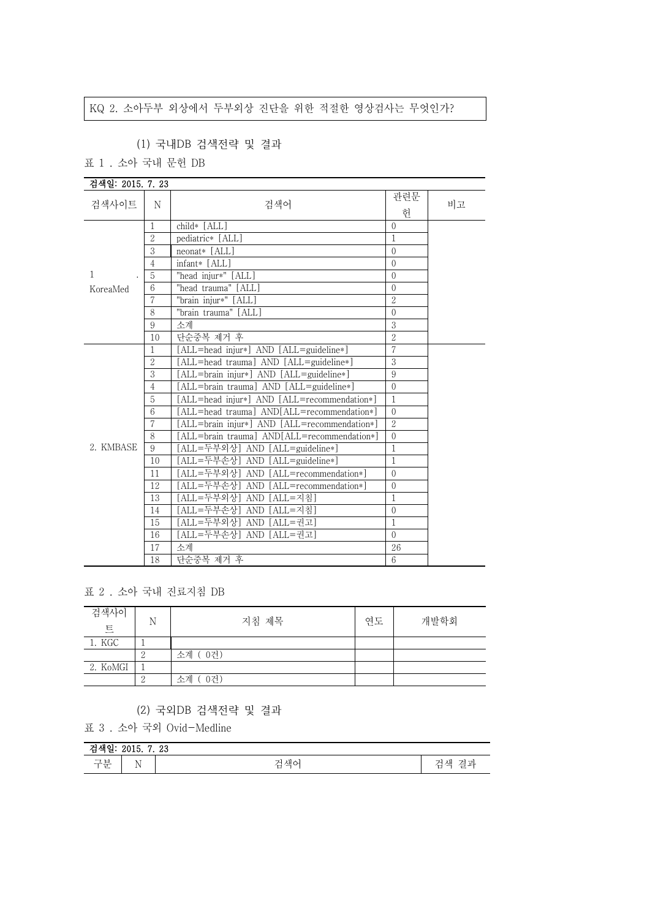KQ 2. 소아두부 외상에서 두부외상 진단을 위한 적절한 영상검사는 무엇인가?

(1) 국내DB 검색전략 및 결과

표 1 . 소아 국내 문헌 DB

| 검색일: 2015. 7. 23 | | | | |
|---|---|---|---|---|
| 검색사이트 | N | 검색어 | 관련문헌 | 비고 |
| 1. KoreaMed | 1 | child* [ALL] | 0 | |
| | 2 | pediatric* [ALL] | 1 | |
| | 3 | neonat* [ALL] | 0 | |
| | 4 | infant* [ALL] | 0 | |
| | 5 | "head injur*" [ALL] | 0 | |
| | 6 | "head trauma" [ALL] | 0 | |
| | 7 | "brain injur*" [ALL] | 2 | |
| | 8 | "brain trauma" [ALL] | 0 | |
| | 9 | 소계 | 3 | |
| | 10 | 단순중복 제거 후 | 2 | |
| 2. KMBASE | 1 | [ALL=head injur*] AND [ALL=guideline*] | 7 | |
| | 2 | [ALL=head trauma] AND [ALL=guideline*] | 3 | |
| | 3 | [ALL=brain injur*] AND [ALL=guideline*] | 9 | |
| | 4 | [ALL=brain trauma] AND [ALL=guideline*] | 0 | |
| | 5 | [ALL=head injur*] AND [ALL=recommendation*] | 1 | |
| | 6 | [ALL=head trauma] AND[ALL=recommendation*] | 0 | |
| | 7 | [ALL=brain injur*] AND [ALL=recommendation*] | 2 | |
| | 8 | [ALL=brain trauma] AND[ALL=recommendation*] | 0 | |
| | 9 | [ALL=두부외상] AND [ALL=guideline*] | 1 | |
| | 10 | [ALL=두부손상] AND [ALL=guideline*] | 1 | |
| | 11 | [ALL=두부외상] AND [ALL=recommendation*] | 0 | |
| | 12 | [ALL=두부손상] AND [ALL=recommendation*] | 0 | |
| | 13 | [ALL=두부외상] AND [ALL=지침] | 1 | |
| | 14 | [ALL=두부손상] AND [ALL=지침] | 0 | |
| | 15 | [ALL=두부외상] AND [ALL=권고] | 1 | |
| | 16 | [ALL=두부손상] AND [ALL=권고] | 0 | |
| | 17 | 소계 | 26 | |
| | 18 | 단순중복 제거 후 | 6 | |

표 2 . 소아 국내 진료지침 DB

| 검색사이트 | N | 지침 제목 | 연도 | 개발학회 |
|---|---|---|---|---|
| 1. KGC | 1 | | | |
| | 2 | 소계 ( 0건) | | |
| 2. KoMGI | 1 | | | |
| | 2 | 소계 ( 0건) | | |

(2) 국외DB 검색전략 및 결과

표 3 . 소아 국외 Ovid-Medline

| 검색일: 2015. 7. 23 | | | |
|---|---|---|---|
| 구분 | N | 검색어 | 검색 결과 |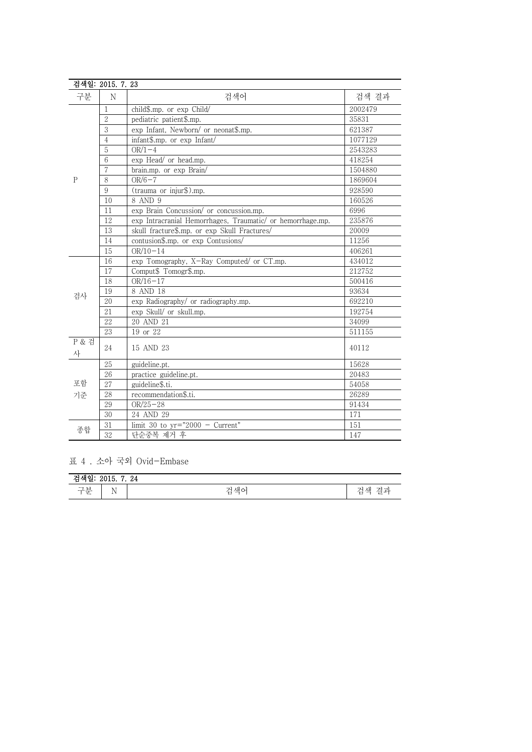검색일: 2015. 7. 23

| 구분 | N | 검색어 | 검색 결과 |
|---|---|---|---|
| P | 1 | child$.mp. or exp Child/ | 2002479 |
| | 2 | pediatric patient$.mp. | 35831 |
| | 3 | exp Infant, Newborn/ or neonat$.mp. | 621387 |
| | 4 | infant$.mp. or exp Infant/ | 1077129 |
| | 5 | OR/1-4 | 2543283 |
| | 6 | exp Head/ or head.mp. | 418254 |
| | 7 | brain.mp. or exp Brain/ | 1504880 |
| | 8 | OR/6-7 | 1869604 |
| | 9 | (trauma or injur$).mp. | 928590 |
| | 10 | 8 AND 9 | 160526 |
| | 11 | exp Brain Concussion/ or concussion.mp. | 6996 |
| | 12 | exp Intracranial Hemorrhages, Traumatic/ or hemorrhage.mp. | 235876 |
| | 13 | skull fracture$.mp. or exp Skull Fractures/ | 20009 |
| | 14 | contusion$.mp. or exp Contusions/ | 11256 |
| | 15 | OR/10-14 | 406261 |
| 검사 | 16 | exp Tomography, X-Ray Computed/ or CT.mp. | 434012 |
| | 17 | Comput$ Tomogr$.mp. | 212752 |
| | 18 | OR/16-17 | 500416 |
| | 19 | 8 AND 18 | 93634 |
| | 20 | exp Radiography/ or radiography.mp. | 692210 |
| | 21 | exp Skull/ or skull.mp. | 192754 |
| | 22 | 20 AND 21 | 34099 |
| | 23 | 19 or 22 | 511155 |
| P & 검사 | 24 | 15 AND 23 | 40112 |
| 포함 기준 | 25 | guideline.pt. | 15628 |
| | 26 | practice guideline.pt. | 20483 |
| | 27 | guideline$.ti. | 54058 |
| | 28 | recommendation$.ti. | 26289 |
| | 29 | OR/25-28 | 91434 |
| | 30 | 24 AND 29 | 171 |
| 종합 | 31 | limit 30 to yr="2000 - Current" | 151 |
| | 32 | 단순중복 제거 후 | 147 |

표 4 . 소아 국외 Ovid-Embase

검색일: 2015. 7. 24

| 구분 | N | 검색어 | 검색 결과 |
|---|---|---|---|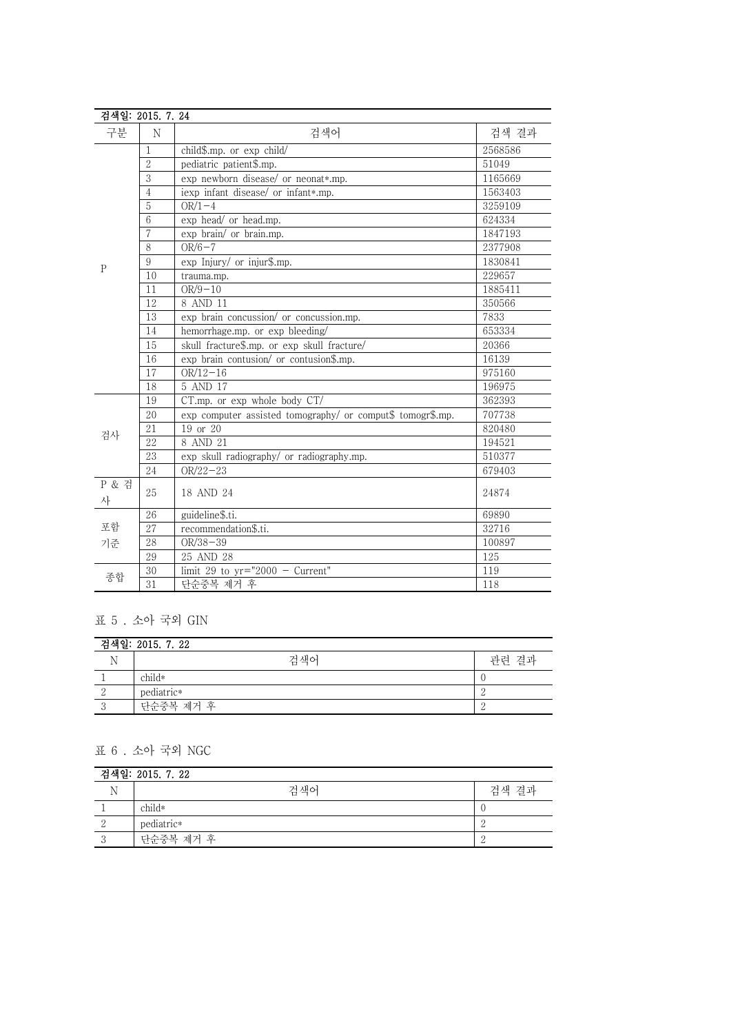| 검색일: 2015. 7. 24 | | | |
|---|---|---|---|
| 구분 | N | 검색어 | 검색 결과 |
| P | 1 | child$.mp. or exp child/ | 2568586 |
| | 2 | pediatric patient$.mp. | 51049 |
| | 3 | exp newborn disease/ or neonat*.mp. | 1165669 |
| | 4 | iexp infant disease/ or infant*.mp. | 1563403 |
| | 5 | OR/1-4 | 3259109 |
| | 6 | exp head/ or head.mp. | 624334 |
| | 7 | exp brain/ or brain.mp. | 1847193 |
| | 8 | OR/6-7 | 2377908 |
| | 9 | exp Injury/ or injur$.mp. | 1830841 |
| | 10 | trauma.mp. | 229657 |
| | 11 | OR/9-10 | 1885411 |
| | 12 | 8 AND 11 | 350566 |
| | 13 | exp brain concussion/ or concussion.mp. | 7833 |
| | 14 | hemorrhage.mp. or exp bleeding/ | 653334 |
| | 15 | skull fracture$.mp. or exp skull fracture/ | 20366 |
| | 16 | exp brain contusion/ or contusion$.mp. | 16139 |
| | 17 | OR/12-16 | 975160 |
| | 18 | 5 AND 17 | 196975 |
| 검사 | 19 | CT.mp. or exp whole body CT/ | 362393 |
| | 20 | exp computer assisted tomography/ or comput$ tomogr$.mp. | 707738 |
| | 21 | 19 or 20 | 820480 |
| | 22 | 8 AND 21 | 194521 |
| | 23 | exp skull radiography/ or radiography.mp. | 510377 |
| | 24 | OR/22-23 | 679403 |
| P & 검사 | 25 | 18 AND 24 | 24874 |
| 포함 기준 | 26 | guideline$.ti. | 69890 |
| | 27 | recommendation$.ti. | 32716 |
| | 28 | OR/38-39 | 100897 |
| | 29 | 25 AND 28 | 125 |
| 종합 | 30 | limit 29 to yr="2000 - Current" | 119 |
| | 31 | 단순중복 제거 후 | 118 |

표 5 . 소아 국외 GIN

| 검색일: 2015. 7. 22 | | |
|---|---|---|
| N | 검색어 | 관련 결과 |
| 1 | child* | 0 |
| 2 | pediatric* | 2 |
| 3 | 단순중복 제거 후 | 2 |

표 6 . 소아 국외 NGC

| 검색일: 2015. 7. 22 | | |
|---|---|---|
| N | 검색어 | 검색 결과 |
| 1 | child* | 0 |
| 2 | pediatric* | 2 |
| 3 | 단순중복 제거 후 | 2 |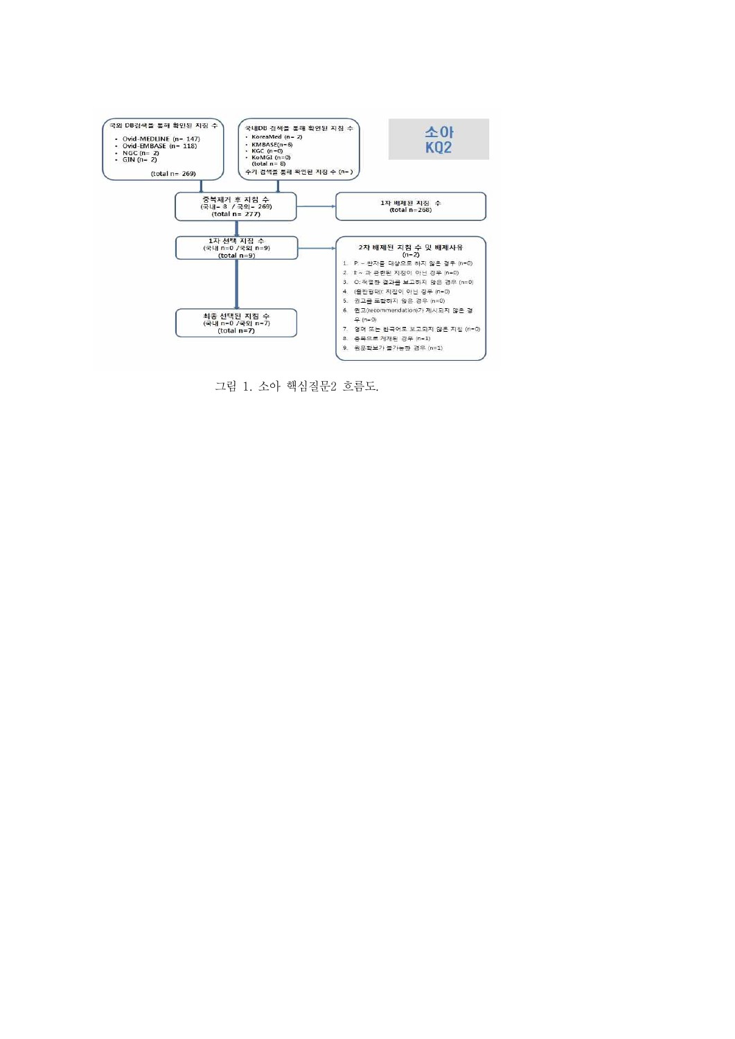국외 DB검색을 통해 확인된 지침 수

- Ovid-MEDLINE (n= 147)
- Ovid-EMBASE (n= 118)
- NGC (n= 2)
- GIN (n= 2)

(total n= 269)

국내DB 검색을 통해 확인된 지침 수

- KoreaMed (n= 2)
- KMBASE(n=6)
- KGC (n=0)
- KoMGI (n=0)

(total n= 8)

수기 검색을 통해 확인된 지침 수 (n= )

소아 KQ2

중복제거 후 지침 수
(국내= 8 / 국외= 269)
(total n= 277)

1차 배제된 지침 수
(total n=268)

1차 선택 지침 수
(국내 n=0 /국외 n=9)
(total n=9)

2차 배제된 지침 수 및 배제사유
(n=2)

1. P: ~ 환자를 대상으로 하지 않은 경우 (n=0)
2. I: ~ 과 관련된 지침이 아닌 경우 (n=0)
3. O: 적절한 결과를 보고하지 않은 경우 (n=0)
4. (출판형태)' 지침이 아닌 경우 (n=0)
5. 권고를 포함하지 않은 경우 (n=0)
6. 권고(recommendation)가 제시되지 않은 경우 (n=0)
7. 영어 또는 한국어로 보고되지 않은 지침 (n=0)
8. 중복으로 게재된 경우 (n=1)
9. 원문확보가 불가능한 경우 (n=1)

최종 선택된 지침 수
(국내 n=0 /국외 n=7)
(total n=7)

그림 1. 소아 핵심질문2 흐름도.